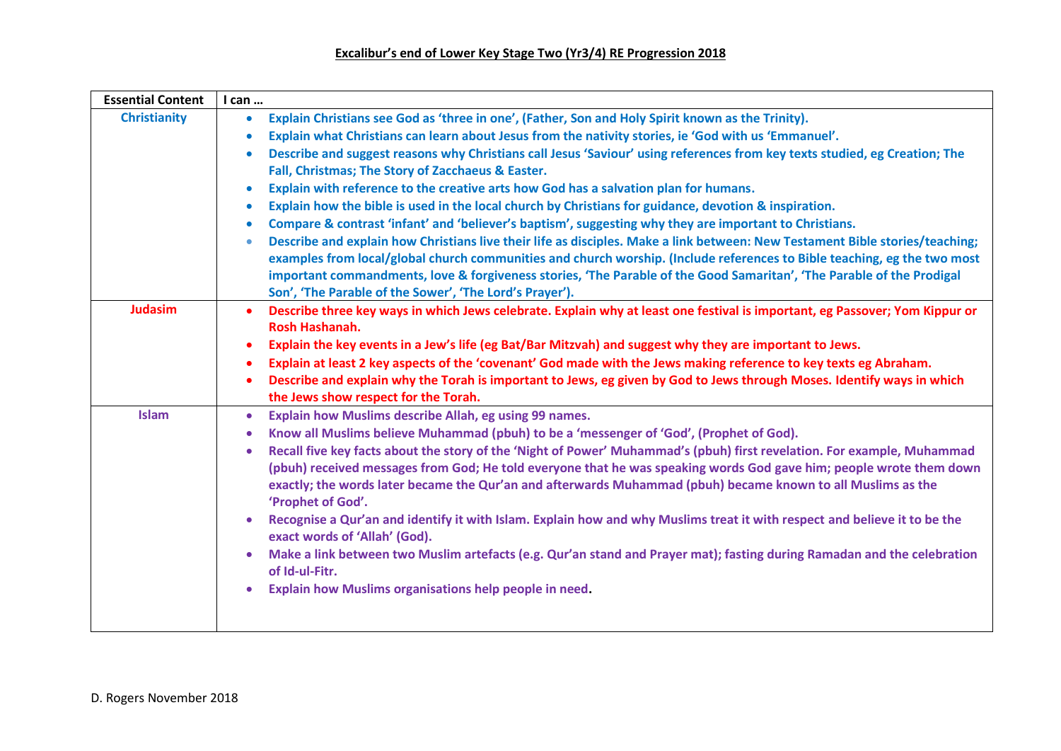**Excalibur's end of Lower Key Stage Two (Yr3/4) RE Progression 2018**

| Essential Content | I can … |
|---|---|
| **Christianity** | • **Explain Christians see God as 'three in one', (Father, Son and Holy Spirit known as the Trinity).**<br>• **Explain what Christians can learn about Jesus from the nativity stories, ie 'God with us 'Emmanuel'.**<br>• **Describe and suggest reasons why Christians call Jesus 'Saviour' using references from key texts studied, eg Creation; The Fall, Christmas; The Story of Zacchaeus & Easter.**<br>• **Explain with reference to the creative arts how God has a salvation plan for humans.**<br>• **Explain how the bible is used in the local church by Christians for guidance, devotion & inspiration.**<br>• **Compare & contrast 'infant' and 'believer's baptism', suggesting why they are important to Christians.**<br>• **Describe and explain how Christians live their life as disciples. Make a link between: New Testament Bible stories/teaching; examples from local/global church communities and church worship. (Include references to Bible teaching, eg the two most important commandments, love & forgiveness stories, 'The Parable of the Good Samaritan', 'The Parable of the Prodigal Son', 'The Parable of the Sower', 'The Lord's Prayer').** |
| **Judasim** | • **Describe three key ways in which Jews celebrate. Explain why at least one festival is important, eg Passover; Yom Kippur or Rosh Hashanah.**<br>• **Explain the key events in a Jew's life (eg Bat/Bar Mitzvah) and suggest why they are important to Jews.**<br>• **Explain at least 2 key aspects of the 'covenant' God made with the Jews making reference to key texts eg Abraham.**<br>• **Describe and explain why the Torah is important to Jews, eg given by God to Jews through Moses. Identify ways in which the Jews show respect for the Torah.** |
| **Islam** | • **Explain how Muslims describe Allah, eg using 99 names.**<br>• **Know all Muslims believe Muhammad (pbuh) to be a 'messenger of 'God', (Prophet of God).**<br>• **Recall five key facts about the story of the 'Night of Power' Muhammad's (pbuh) first revelation. For example, Muhammad (pbuh) received messages from God; He told everyone that he was speaking words God gave him; people wrote them down exactly; the words later became the Qur'an and afterwards Muhammad (pbuh) became known to all Muslims as the 'Prophet of God'.**<br>• **Recognise a Qur'an and identify it with Islam. Explain how and why Muslims treat it with respect and believe it to be the exact words of 'Allah' (God).**<br>• **Make a link between two Muslim artefacts (e.g. Qur'an stand and Prayer mat); fasting during Ramadan and the celebration of Id-ul-Fitr.**<br>• **Explain how Muslims organisations help people in need.** |

D. Rogers November 2018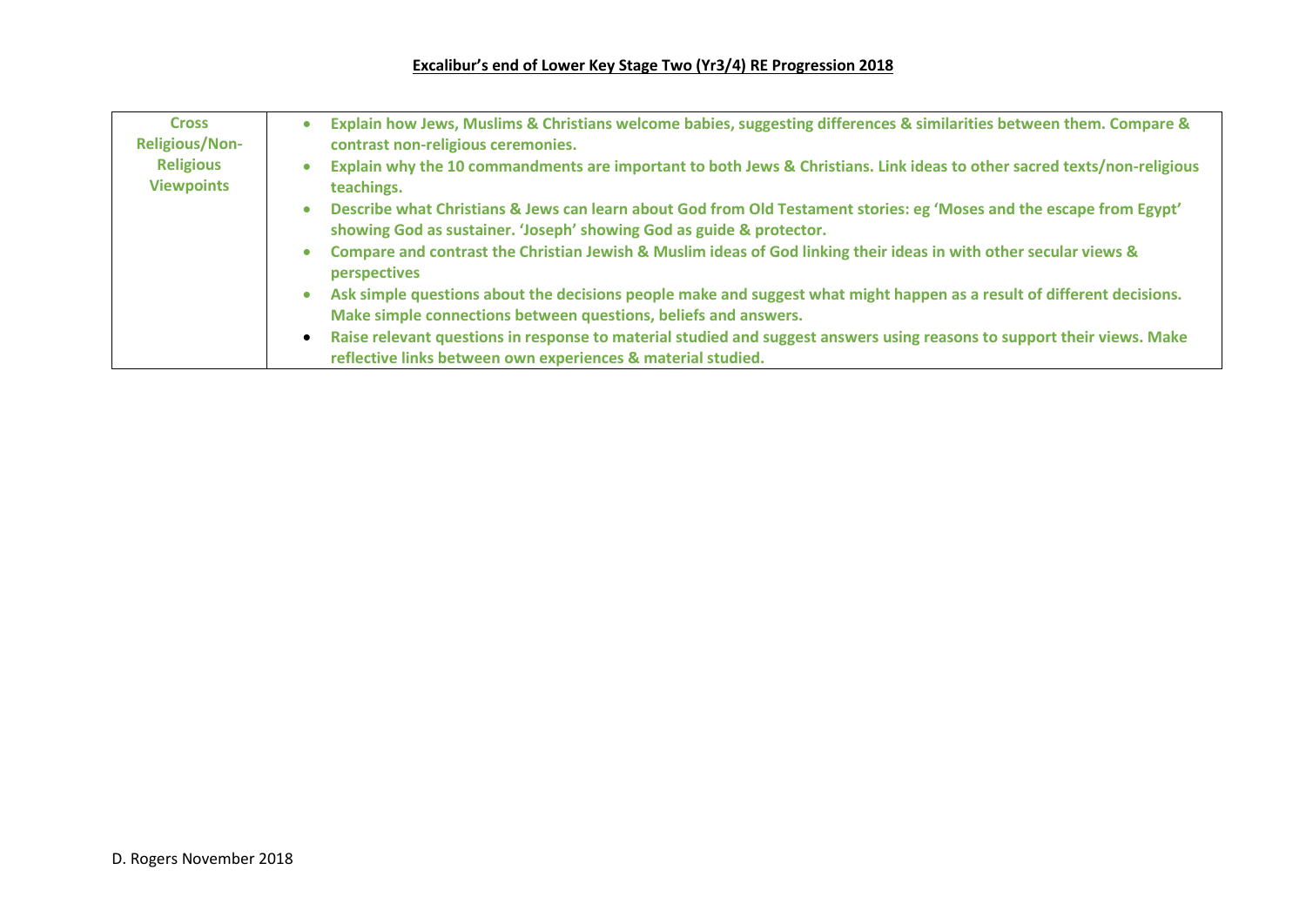**Excalibur's end of Lower Key Stage Two (Yr3/4) RE Progression 2018**

| | |
|---|---|
| **Cross Religious/Non-Religious Viewpoints** | • **Explain how Jews, Muslims & Christians welcome babies, suggesting differences & similarities between them. Compare & contrast non-religious ceremonies.**<br>• **Explain why the 10 commandments are important to both Jews & Christians. Link ideas to other sacred texts/non-religious teachings.**<br>• **Describe what Christians & Jews can learn about God from Old Testament stories: eg 'Moses and the escape from Egypt' showing God as sustainer. 'Joseph' showing God as guide & protector.**<br>• **Compare and contrast the Christian Jewish & Muslim ideas of God linking their ideas in with other secular views & perspectives**<br>• **Ask simple questions about the decisions people make and suggest what might happen as a result of different decisions. Make simple connections between questions, beliefs and answers.**<br>• **Raise relevant questions in response to material studied and suggest answers using reasons to support their views. Make reflective links between own experiences & material studied.** |

D. Rogers November 2018